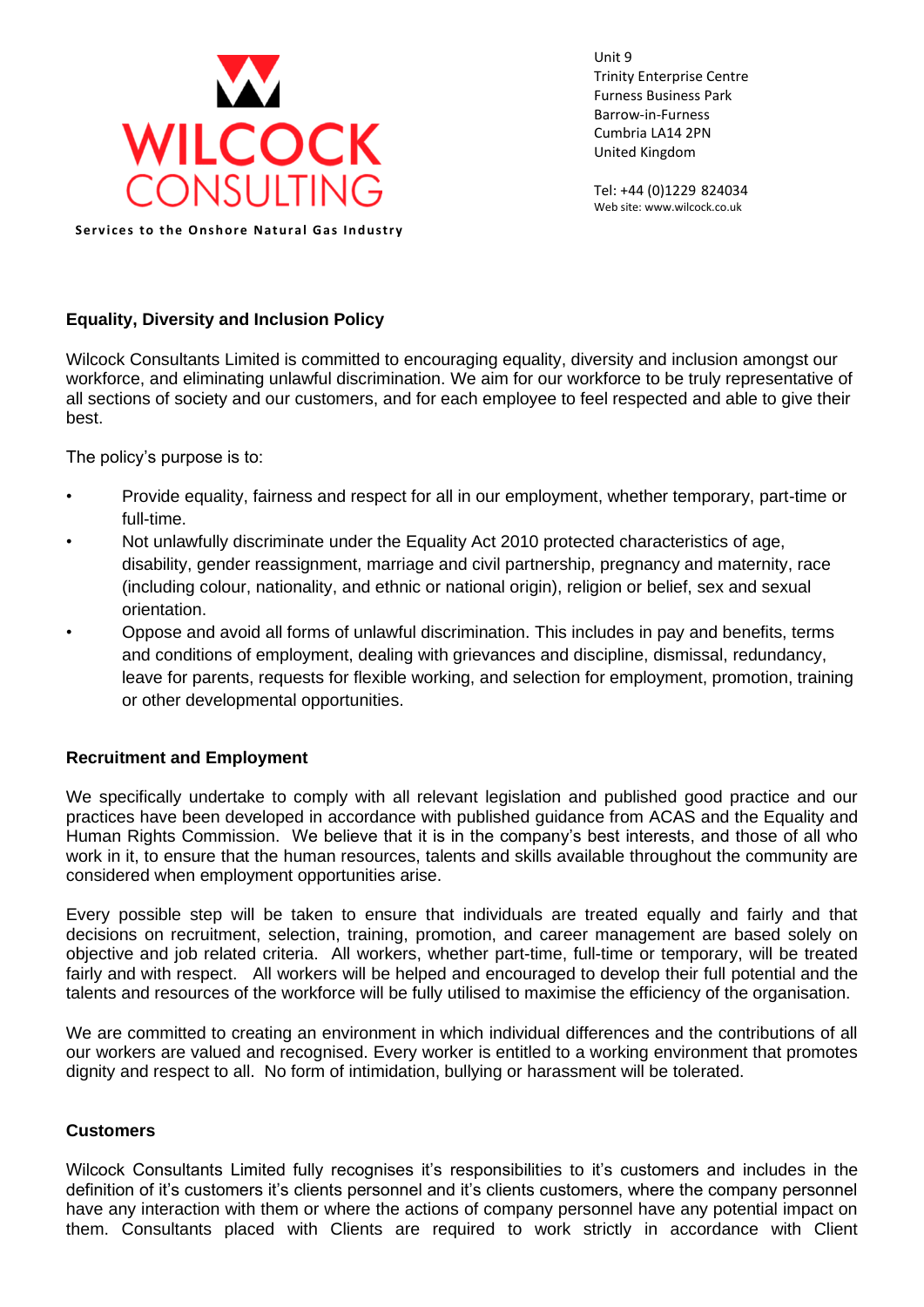WILCOCK CONSULTING

**Services to the Onshore Natural Gas Industry**

Unit 9
Trinity Enterprise Centre
Furness Business Park
Barrow-in-Furness
Cumbria LA14 2PN
United Kingdom

Tel: +44 (0)1229 824034
Web site: www.wilcock.co.uk

## Equality, Diversity and Inclusion Policy

Wilcock Consultants Limited is committed to encouraging equality, diversity and inclusion amongst our workforce, and eliminating unlawful discrimination. We aim for our workforce to be truly representative of all sections of society and our customers, and for each employee to feel respected and able to give their best.

The policy's purpose is to:

- Provide equality, fairness and respect for all in our employment, whether temporary, part-time or full-time.
- Not unlawfully discriminate under the Equality Act 2010 protected characteristics of age, disability, gender reassignment, marriage and civil partnership, pregnancy and maternity, race (including colour, nationality, and ethnic or national origin), religion or belief, sex and sexual orientation.
- Oppose and avoid all forms of unlawful discrimination. This includes in pay and benefits, terms and conditions of employment, dealing with grievances and discipline, dismissal, redundancy, leave for parents, requests for flexible working, and selection for employment, promotion, training or other developmental opportunities.

## Recruitment and Employment

We specifically undertake to comply with all relevant legislation and published good practice and our practices have been developed in accordance with published guidance from ACAS and the Equality and Human Rights Commission. We believe that it is in the company's best interests, and those of all who work in it, to ensure that the human resources, talents and skills available throughout the community are considered when employment opportunities arise.

Every possible step will be taken to ensure that individuals are treated equally and fairly and that decisions on recruitment, selection, training, promotion, and career management are based solely on objective and job related criteria. All workers, whether part-time, full-time or temporary, will be treated fairly and with respect. All workers will be helped and encouraged to develop their full potential and the talents and resources of the workforce will be fully utilised to maximise the efficiency of the organisation.

We are committed to creating an environment in which individual differences and the contributions of all our workers are valued and recognised. Every worker is entitled to a working environment that promotes dignity and respect to all. No form of intimidation, bullying or harassment will be tolerated.

## Customers

Wilcock Consultants Limited fully recognises it's responsibilities to it's customers and includes in the definition of it's customers it's clients personnel and it's clients customers, where the company personnel have any interaction with them or where the actions of company personnel have any potential impact on them. Consultants placed with Clients are required to work strictly in accordance with Client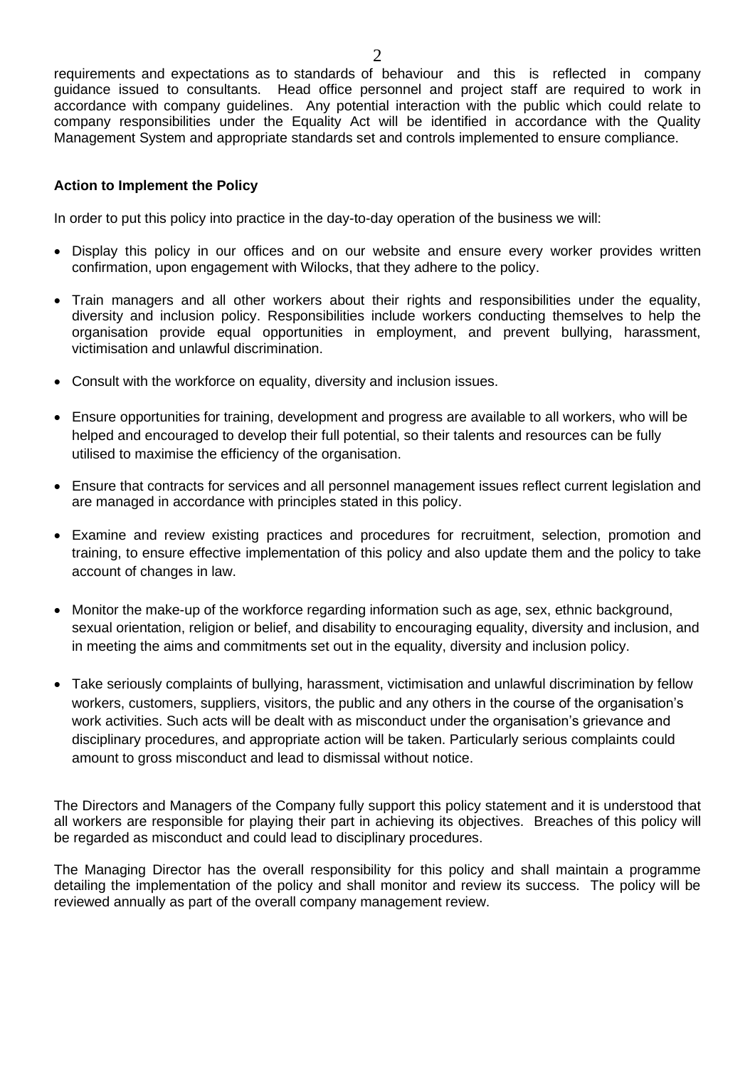requirements and expectations as to standards of behaviour and this is reflected in company guidance issued to consultants. Head office personnel and project staff are required to work in accordance with company guidelines. Any potential interaction with the public which could relate to company responsibilities under the Equality Act will be identified in accordance with the Quality Management System and appropriate standards set and controls implemented to ensure compliance.

**Action to Implement the Policy**

In order to put this policy into practice in the day-to-day operation of the business we will:

- Display this policy in our offices and on our website and ensure every worker provides written confirmation, upon engagement with Wilocks, that they adhere to the policy.
- Train managers and all other workers about their rights and responsibilities under the equality, diversity and inclusion policy. Responsibilities include workers conducting themselves to help the organisation provide equal opportunities in employment, and prevent bullying, harassment, victimisation and unlawful discrimination.
- Consult with the workforce on equality, diversity and inclusion issues.
- Ensure opportunities for training, development and progress are available to all workers, who will be helped and encouraged to develop their full potential, so their talents and resources can be fully utilised to maximise the efficiency of the organisation.
- Ensure that contracts for services and all personnel management issues reflect current legislation and are managed in accordance with principles stated in this policy.
- Examine and review existing practices and procedures for recruitment, selection, promotion and training, to ensure effective implementation of this policy and also update them and the policy to take account of changes in law.
- Monitor the make-up of the workforce regarding information such as age, sex, ethnic background, sexual orientation, religion or belief, and disability to encouraging equality, diversity and inclusion, and in meeting the aims and commitments set out in the equality, diversity and inclusion policy.
- Take seriously complaints of bullying, harassment, victimisation and unlawful discrimination by fellow workers, customers, suppliers, visitors, the public and any others in the course of the organisation's work activities. Such acts will be dealt with as misconduct under the organisation's grievance and disciplinary procedures, and appropriate action will be taken. Particularly serious complaints could amount to gross misconduct and lead to dismissal without notice.

The Directors and Managers of the Company fully support this policy statement and it is understood that all workers are responsible for playing their part in achieving its objectives. Breaches of this policy will be regarded as misconduct and could lead to disciplinary procedures.

The Managing Director has the overall responsibility for this policy and shall maintain a programme detailing the implementation of the policy and shall monitor and review its success. The policy will be reviewed annually as part of the overall company management review.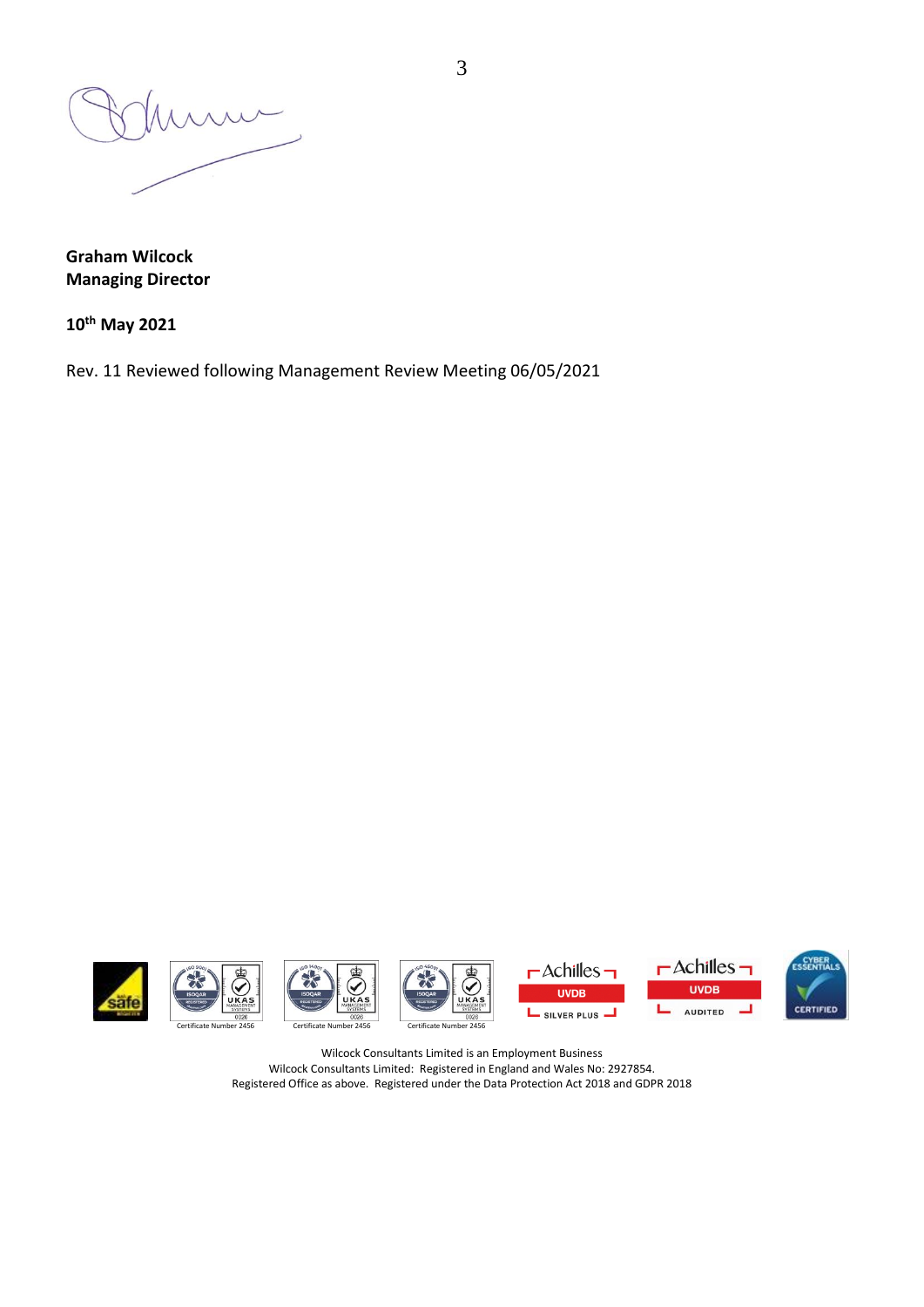**Graham Wilcock**
**Managing Director**

**10th May 2021**

Rev. 11 Reviewed following Management Review Meeting 06/05/2021

Certificate Number 2456 Certificate Number 2456 Certificate Number 2456

Wilcock Consultants Limited is an Employment Business
Wilcock Consultants Limited: Registered in England and Wales No: 2927854.
Registered Office as above. Registered under the Data Protection Act 2018 and GDPR 2018